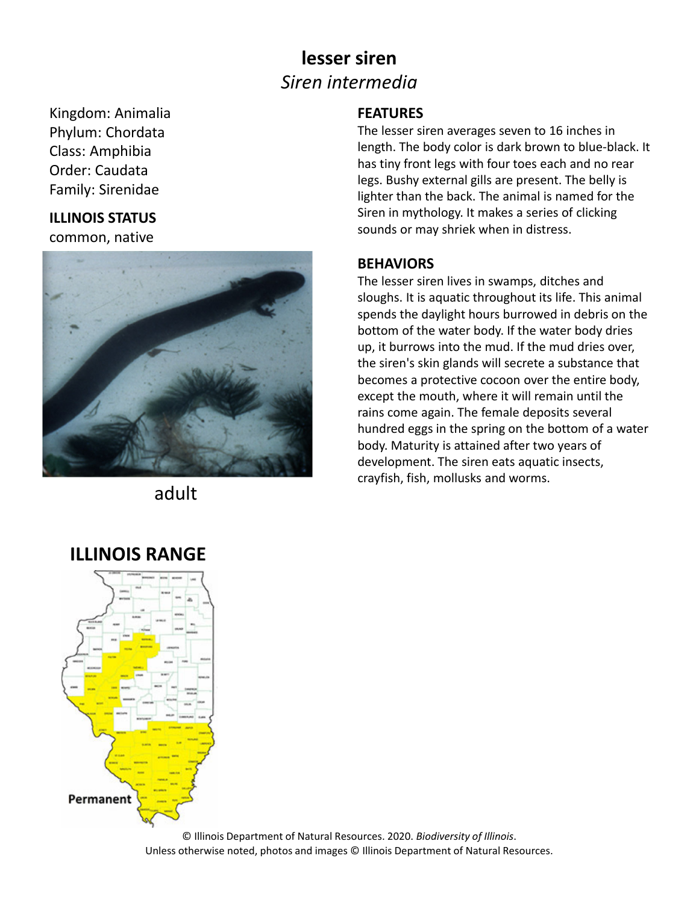# lesser siren

*Siren intermedia*

Kingdom: Animalia
Phylum: Chordata
Class: Amphibia
Order: Caudata
Family: Sirenidae

**ILLINOIS STATUS**

common, native

adult

## FEATURES

The lesser siren averages seven to 16 inches in length. The body color is dark brown to blue-black. It has tiny front legs with four toes each and no rear legs. Bushy external gills are present. The belly is lighter than the back. The animal is named for the Siren in mythology. It makes a series of clicking sounds or may shriek when in distress.

## BEHAVIORS

The lesser siren lives in swamps, ditches and sloughs. It is aquatic throughout its life. This animal spends the daylight hours burrowed in debris on the bottom of the water body. If the water body dries up, it burrows into the mud. If the mud dries over, the siren's skin glands will secrete a substance that becomes a protective cocoon over the entire body, except the mouth, where it will remain until the rains come again. The female deposits several hundred eggs in the spring on the bottom of a water body. Maturity is attained after two years of development. The siren eats aquatic insects, crayfish, fish, mollusks and worms.

## ILLINOIS RANGE

Permanent

© Illinois Department of Natural Resources. 2020. *Biodiversity of Illinois*.
Unless otherwise noted, photos and images © Illinois Department of Natural Resources.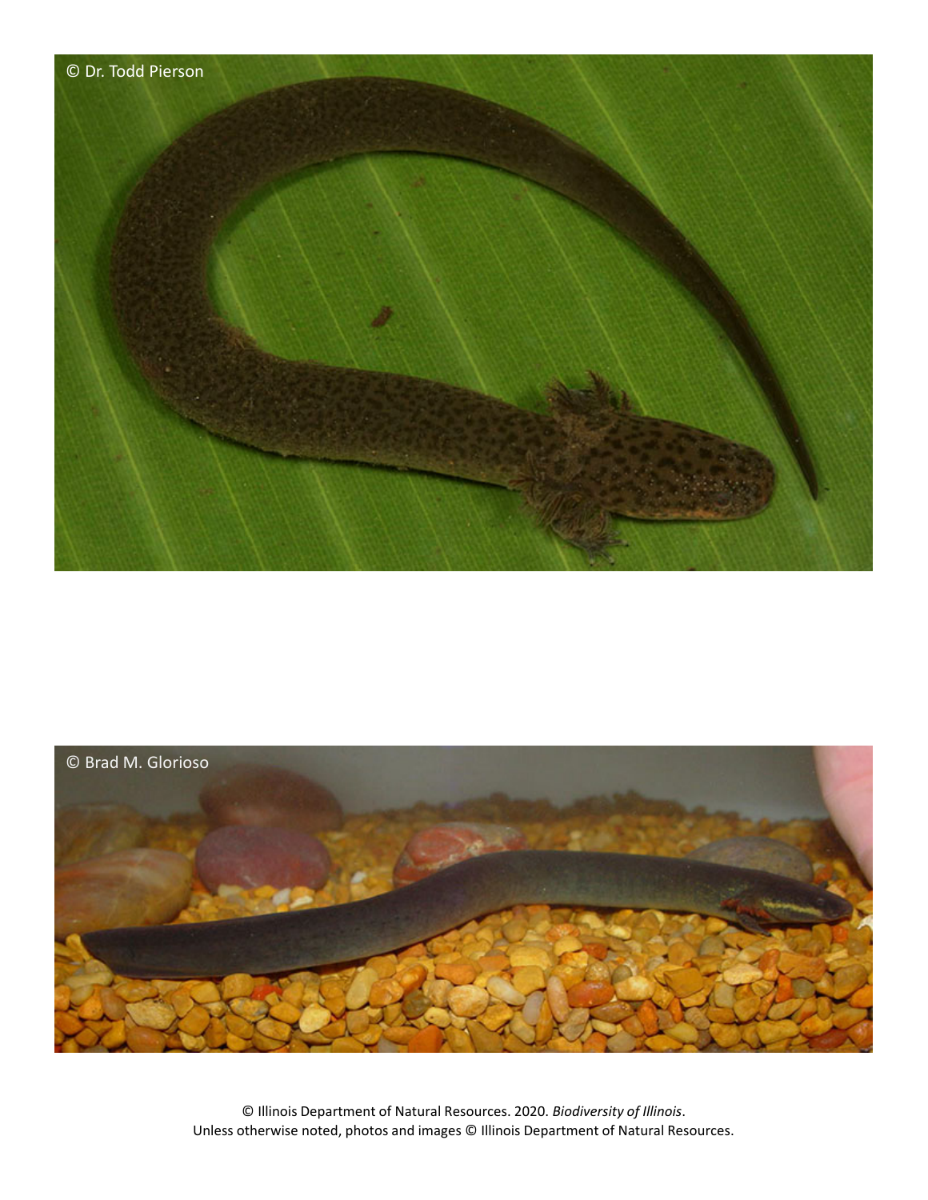© Dr. Todd Pierson

© Brad M. Glorioso

© Illinois Department of Natural Resources. 2020. *Biodiversity of Illinois*.
Unless otherwise noted, photos and images © Illinois Department of Natural Resources.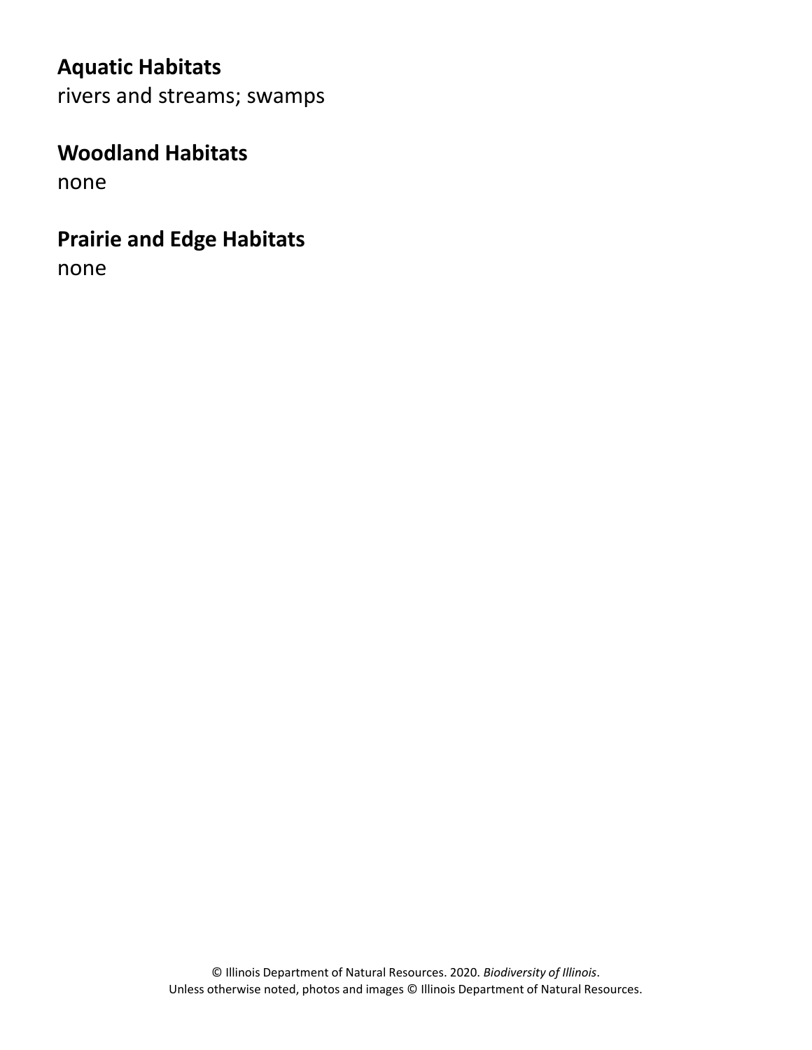**Aquatic Habitats**
rivers and streams; swamps

**Woodland Habitats**
none

**Prairie and Edge Habitats**
none

© Illinois Department of Natural Resources. 2020. *Biodiversity of Illinois*.
Unless otherwise noted, photos and images © Illinois Department of Natural Resources.